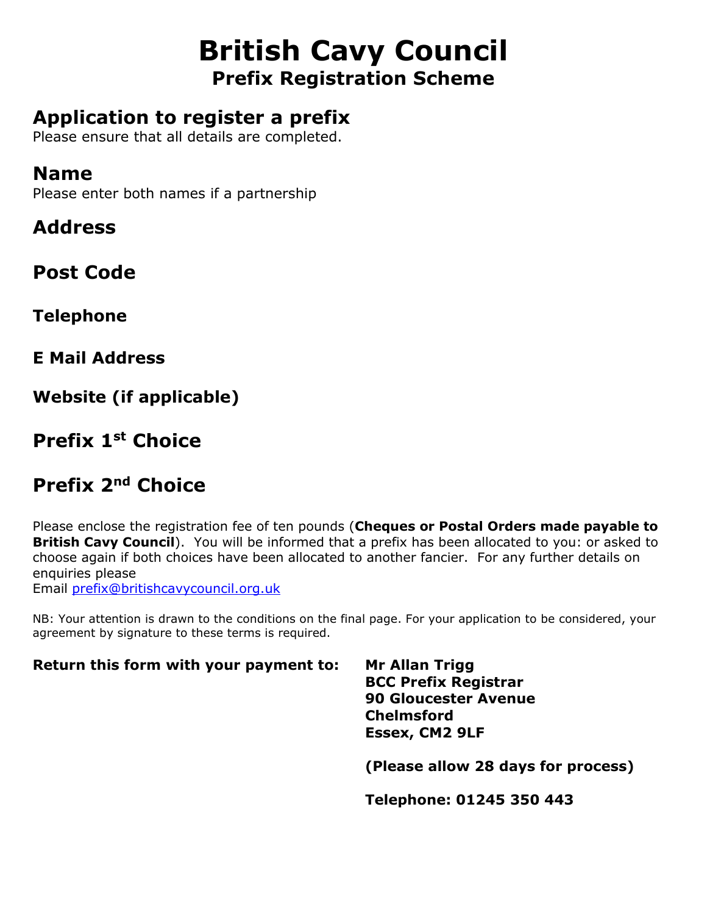# British Cavy Council

## Prefix Registration Scheme

## Application to register a prefix

Please ensure that all details are completed.

## Name

Please enter both names if a partnership

## Address

## Post Code

### Telephone

### E Mail Address

### Website (if applicable)

## Prefix 1st Choice

## Prefix 2nd Choice

Please enclose the registration fee of ten pounds (**Cheques or Postal Orders made payable to British Cavy Council**). You will be informed that a prefix has been allocated to you: or asked to choose again if both choices have been allocated to another fancier. For any further details on enquiries please
Email prefix@britishcavycouncil.org.uk

NB: Your attention is drawn to the conditions on the final page. For your application to be considered, your agreement by signature to these terms is required.

**Return this form with your payment to:**

**Mr Allan Trigg**
**BCC Prefix Registrar**
**90 Gloucester Avenue**
**Chelmsford**
**Essex, CM2 9LF**

**(Please allow 28 days for process)**

**Telephone: 01245 350 443**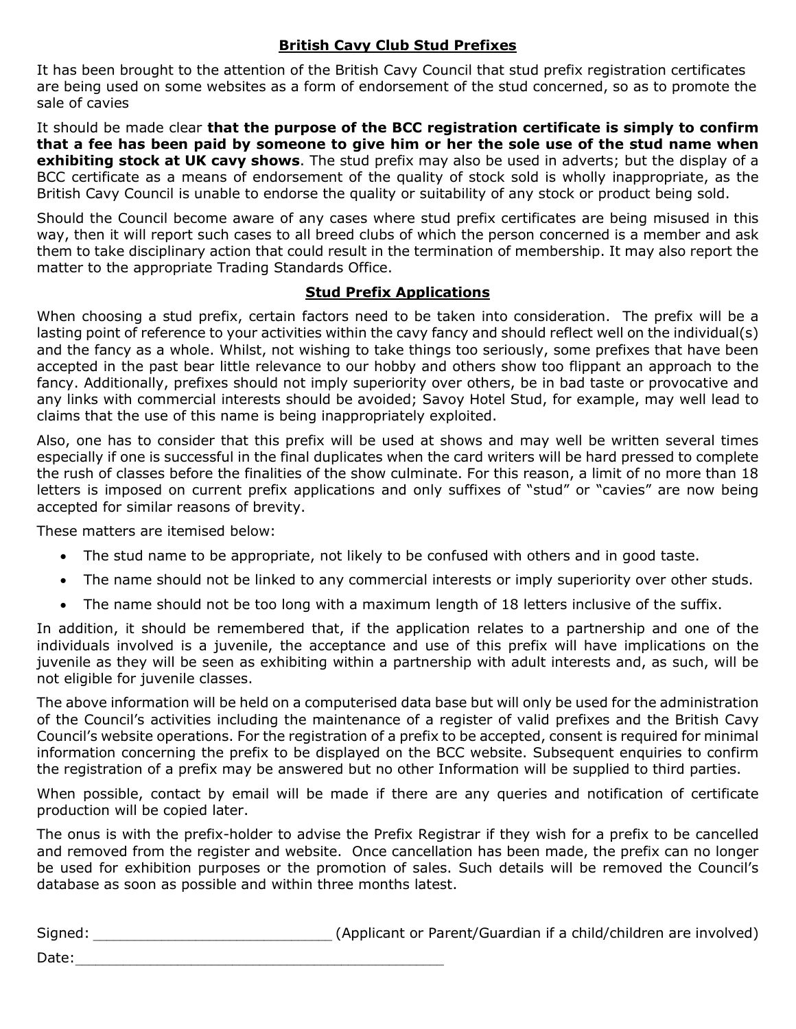## British Cavy Club Stud Prefixes

It has been brought to the attention of the British Cavy Council that stud prefix registration certificates are being used on some websites as a form of endorsement of the stud concerned, so as to promote the sale of cavies

It should be made clear **that the purpose of the BCC registration certificate is simply to confirm that a fee has been paid by someone to give him or her the sole use of the stud name when exhibiting stock at UK cavy shows**. The stud prefix may also be used in adverts; but the display of a BCC certificate as a means of endorsement of the quality of stock sold is wholly inappropriate, as the British Cavy Council is unable to endorse the quality or suitability of any stock or product being sold.

Should the Council become aware of any cases where stud prefix certificates are being misused in this way, then it will report such cases to all breed clubs of which the person concerned is a member and ask them to take disciplinary action that could result in the termination of membership. It may also report the matter to the appropriate Trading Standards Office.

## Stud Prefix Applications

When choosing a stud prefix, certain factors need to be taken into consideration. The prefix will be a lasting point of reference to your activities within the cavy fancy and should reflect well on the individual(s) and the fancy as a whole. Whilst, not wishing to take things too seriously, some prefixes that have been accepted in the past bear little relevance to our hobby and others show too flippant an approach to the fancy. Additionally, prefixes should not imply superiority over others, be in bad taste or provocative and any links with commercial interests should be avoided; Savoy Hotel Stud, for example, may well lead to claims that the use of this name is being inappropriately exploited.

Also, one has to consider that this prefix will be used at shows and may well be written several times especially if one is successful in the final duplicates when the card writers will be hard pressed to complete the rush of classes before the finalities of the show culminate. For this reason, a limit of no more than 18 letters is imposed on current prefix applications and only suffixes of "stud" or "cavies" are now being accepted for similar reasons of brevity.

These matters are itemised below:

- The stud name to be appropriate, not likely to be confused with others and in good taste.
- The name should not be linked to any commercial interests or imply superiority over other studs.
- The name should not be too long with a maximum length of 18 letters inclusive of the suffix.

In addition, it should be remembered that, if the application relates to a partnership and one of the individuals involved is a juvenile, the acceptance and use of this prefix will have implications on the juvenile as they will be seen as exhibiting within a partnership with adult interests and, as such, will be not eligible for juvenile classes.

The above information will be held on a computerised data base but will only be used for the administration of the Council's activities including the maintenance of a register of valid prefixes and the British Cavy Council's website operations. For the registration of a prefix to be accepted, consent is required for minimal information concerning the prefix to be displayed on the BCC website. Subsequent enquiries to confirm the registration of a prefix may be answered but no other Information will be supplied to third parties.

When possible, contact by email will be made if there are any queries and notification of certificate production will be copied later.

The onus is with the prefix-holder to advise the Prefix Registrar if they wish for a prefix to be cancelled and removed from the register and website. Once cancellation has been made, the prefix can no longer be used for exhibition purposes or the promotion of sales. Such details will be removed the Council's database as soon as possible and within three months latest.

Signed: ____________________________ (Applicant or Parent/Guardian if a child/children are involved)

Date: ____________________________________________